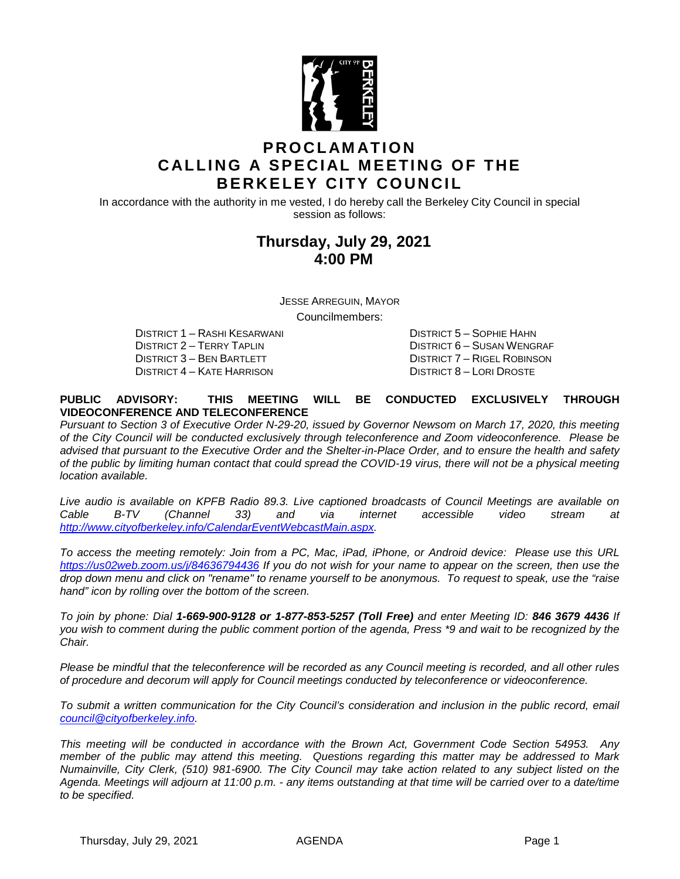# PROCLAMATION CALLING A SPECIAL MEETING OF THE BERKELEY CITY COUNCIL

In accordance with the authority in me vested, I do hereby call the Berkeley City Council in special session as follows:

## Thursday, July 29, 2021
## 4:00 PM

JESSE ARREGUIN, MAYOR

Councilmembers:

DISTRICT 1 – RASHI KESARWANI
DISTRICT 2 – TERRY TAPLIN
DISTRICT 3 – BEN BARTLETT
DISTRICT 4 – KATE HARRISON
DISTRICT 5 – SOPHIE HAHN
DISTRICT 6 – SUSAN WENGRAF
DISTRICT 7 – RIGEL ROBINSON
DISTRICT 8 – LORI DROSTE

**PUBLIC ADVISORY: THIS MEETING WILL BE CONDUCTED EXCLUSIVELY THROUGH VIDEOCONFERENCE AND TELECONFERENCE**

*Pursuant to Section 3 of Executive Order N-29-20, issued by Governor Newsom on March 17, 2020, this meeting of the City Council will be conducted exclusively through teleconference and Zoom videoconference. Please be advised that pursuant to the Executive Order and the Shelter-in-Place Order, and to ensure the health and safety of the public by limiting human contact that could spread the COVID-19 virus, there will not be a physical meeting location available.*

*Live audio is available on KPFB Radio 89.3. Live captioned broadcasts of Council Meetings are available on Cable B-TV (Channel 33) and via internet accessible video stream at http://www.cityofberkeley.info/CalendarEventWebcastMain.aspx.*

*To access the meeting remotely: Join from a PC, Mac, iPad, iPhone, or Android device: Please use this URL https://us02web.zoom.us/j/84636794436 If you do not wish for your name to appear on the screen, then use the drop down menu and click on "rename" to rename yourself to be anonymous. To request to speak, use the "raise hand" icon by rolling over the bottom of the screen.*

*To join by phone: Dial **1-669-900-9128 or 1-877-853-5257 (Toll Free)** and enter Meeting ID: **846 3679 4436** If you wish to comment during the public comment portion of the agenda, Press \*9 and wait to be recognized by the Chair.*

*Please be mindful that the teleconference will be recorded as any Council meeting is recorded, and all other rules of procedure and decorum will apply for Council meetings conducted by teleconference or videoconference.*

*To submit a written communication for the City Council's consideration and inclusion in the public record, email council@cityofberkeley.info.*

*This meeting will be conducted in accordance with the Brown Act, Government Code Section 54953. Any member of the public may attend this meeting. Questions regarding this matter may be addressed to Mark Numainville, City Clerk, (510) 981-6900. The City Council may take action related to any subject listed on the Agenda. Meetings will adjourn at 11:00 p.m. - any items outstanding at that time will be carried over to a date/time to be specified.*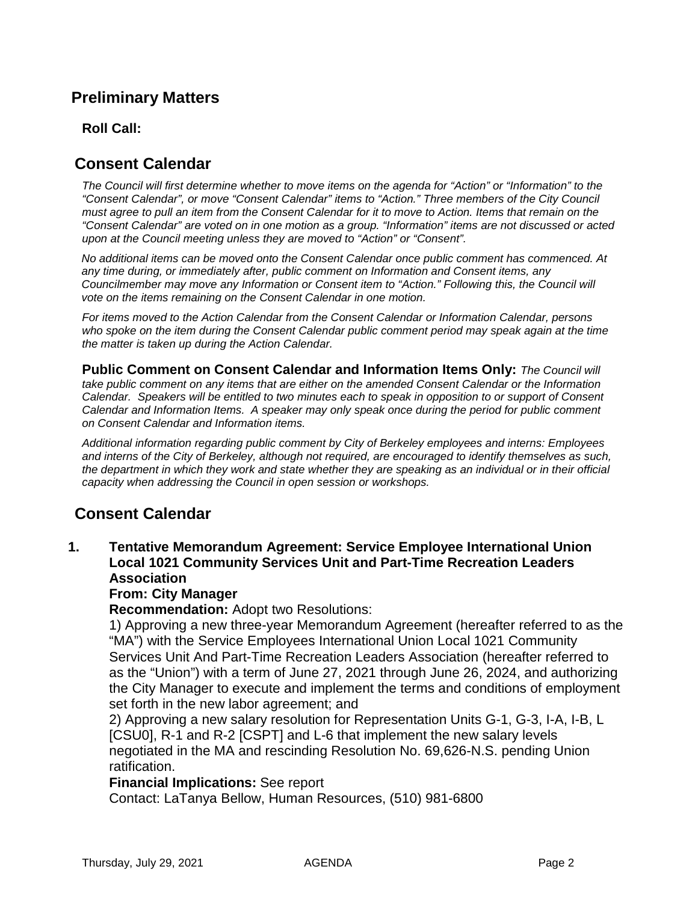## Preliminary Matters

### Roll Call:

## Consent Calendar

*The Council will first determine whether to move items on the agenda for “Action” or “Information” to the “Consent Calendar”, or move “Consent Calendar” items to “Action.” Three members of the City Council must agree to pull an item from the Consent Calendar for it to move to Action. Items that remain on the “Consent Calendar” are voted on in one motion as a group. “Information” items are not discussed or acted upon at the Council meeting unless they are moved to “Action” or “Consent”.*

*No additional items can be moved onto the Consent Calendar once public comment has commenced. At any time during, or immediately after, public comment on Information and Consent items, any Councilmember may move any Information or Consent item to “Action.” Following this, the Council will vote on the items remaining on the Consent Calendar in one motion.*

*For items moved to the Action Calendar from the Consent Calendar or Information Calendar, persons who spoke on the item during the Consent Calendar public comment period may speak again at the time the matter is taken up during the Action Calendar.*

**Public Comment on Consent Calendar and Information Items Only:** *The Council will take public comment on any items that are either on the amended Consent Calendar or the Information Calendar. Speakers will be entitled to two minutes each to speak in opposition to or support of Consent Calendar and Information Items. A speaker may only speak once during the period for public comment on Consent Calendar and Information items.*

*Additional information regarding public comment by City of Berkeley employees and interns: Employees and interns of the City of Berkeley, although not required, are encouraged to identify themselves as such, the department in which they work and state whether they are speaking as an individual or in their official capacity when addressing the Council in open session or workshops.*

## Consent Calendar

**1. Tentative Memorandum Agreement: Service Employee International Union Local 1021 Community Services Unit and Part-Time Recreation Leaders Association**

**From: City Manager**

**Recommendation:** Adopt two Resolutions:

1) Approving a new three-year Memorandum Agreement (hereafter referred to as the “MA”) with the Service Employees International Union Local 1021 Community Services Unit And Part-Time Recreation Leaders Association (hereafter referred to as the “Union”) with a term of June 27, 2021 through June 26, 2024, and authorizing the City Manager to execute and implement the terms and conditions of employment set forth in the new labor agreement; and

2) Approving a new salary resolution for Representation Units G-1, G-3, I-A, I-B, L [CSU0], R-1 and R-2 [CSPT] and L-6 that implement the new salary levels negotiated in the MA and rescinding Resolution No. 69,626-N.S. pending Union ratification.

**Financial Implications:** See report

Contact: LaTanya Bellow, Human Resources, (510) 981-6800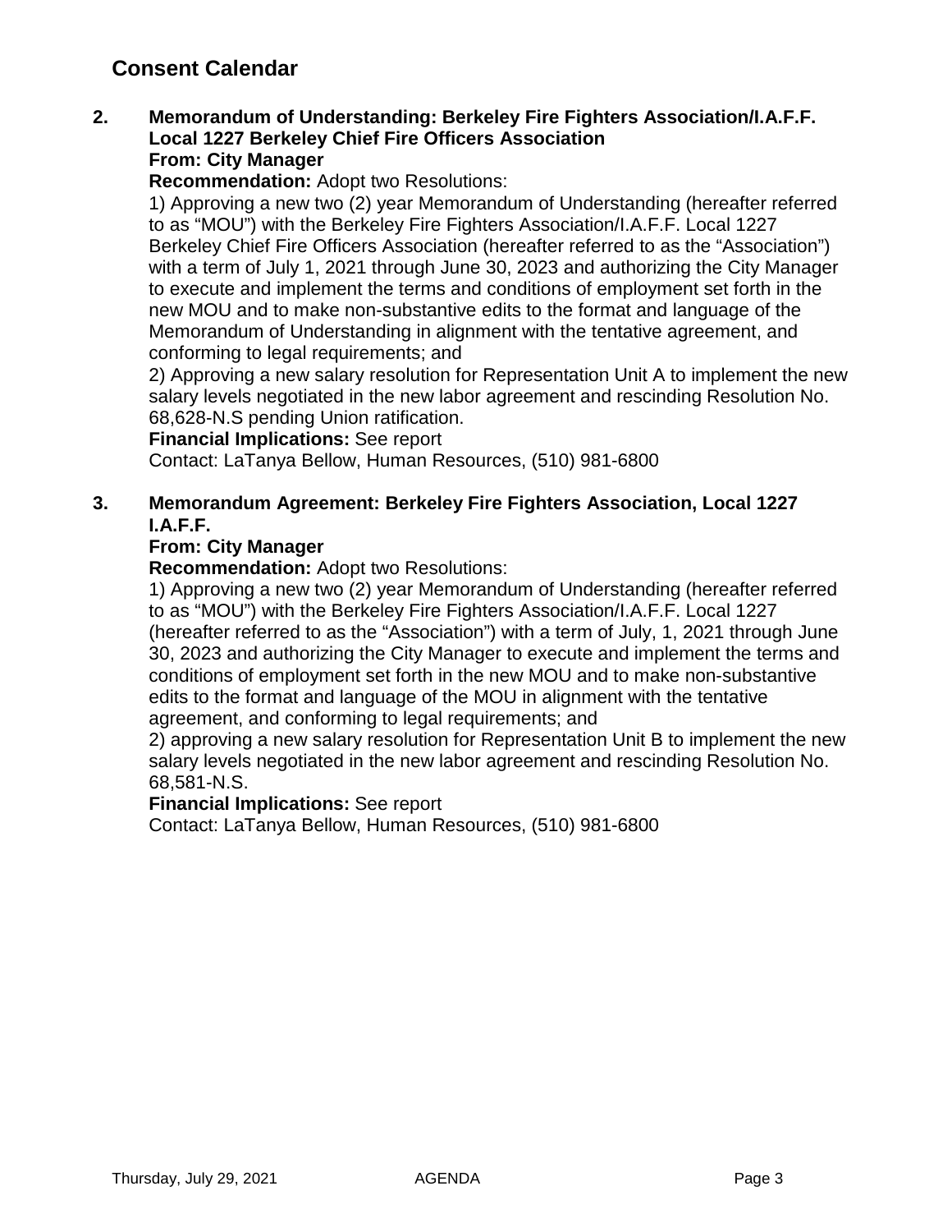## Consent Calendar

**2. Memorandum of Understanding: Berkeley Fire Fighters Association/I.A.F.F. Local 1227 Berkeley Chief Fire Officers Association**
**From: City Manager**
**Recommendation:** Adopt two Resolutions:
1) Approving a new two (2) year Memorandum of Understanding (hereafter referred to as "MOU") with the Berkeley Fire Fighters Association/I.A.F.F. Local 1227 Berkeley Chief Fire Officers Association (hereafter referred to as the "Association") with a term of July 1, 2021 through June 30, 2023 and authorizing the City Manager to execute and implement the terms and conditions of employment set forth in the new MOU and to make non-substantive edits to the format and language of the Memorandum of Understanding in alignment with the tentative agreement, and conforming to legal requirements; and
2) Approving a new salary resolution for Representation Unit A to implement the new salary levels negotiated in the new labor agreement and rescinding Resolution No. 68,628-N.S pending Union ratification.
**Financial Implications:** See report
Contact: LaTanya Bellow, Human Resources, (510) 981-6800

**3. Memorandum Agreement: Berkeley Fire Fighters Association, Local 1227 I.A.F.F.**
**From: City Manager**
**Recommendation:** Adopt two Resolutions:
1) Approving a new two (2) year Memorandum of Understanding (hereafter referred to as "MOU") with the Berkeley Fire Fighters Association/I.A.F.F. Local 1227 (hereafter referred to as the "Association") with a term of July, 1, 2021 through June 30, 2023 and authorizing the City Manager to execute and implement the terms and conditions of employment set forth in the new MOU and to make non-substantive edits to the format and language of the MOU in alignment with the tentative agreement, and conforming to legal requirements; and
2) approving a new salary resolution for Representation Unit B to implement the new salary levels negotiated in the new labor agreement and rescinding Resolution No. 68,581-N.S.
**Financial Implications:** See report
Contact: LaTanya Bellow, Human Resources, (510) 981-6800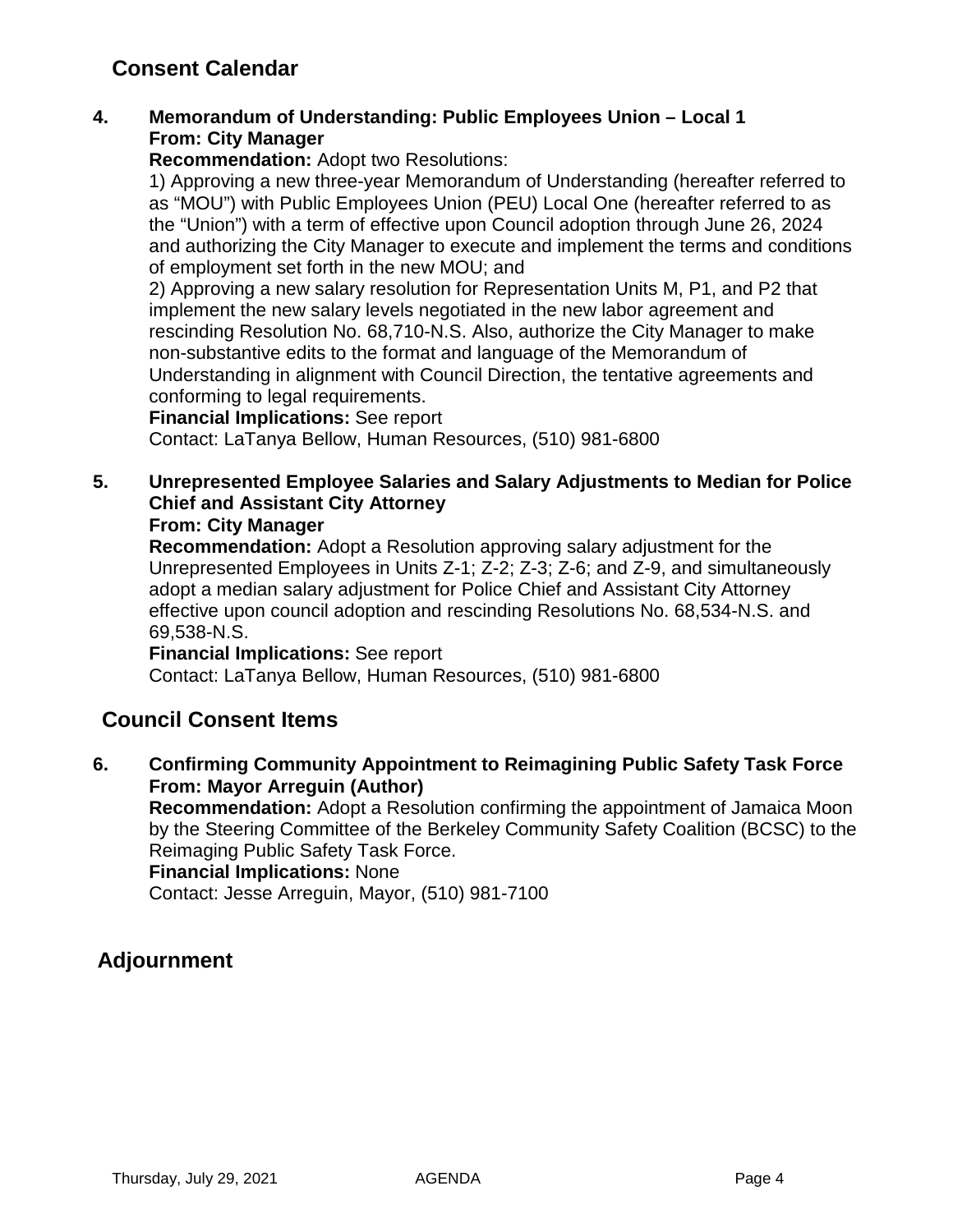## Consent Calendar

**4. Memorandum of Understanding: Public Employees Union – Local 1**
**From: City Manager**
**Recommendation:** Adopt two Resolutions:
1) Approving a new three-year Memorandum of Understanding (hereafter referred to as "MOU") with Public Employees Union (PEU) Local One (hereafter referred to as the "Union") with a term of effective upon Council adoption through June 26, 2024 and authorizing the City Manager to execute and implement the terms and conditions of employment set forth in the new MOU; and
2) Approving a new salary resolution for Representation Units M, P1, and P2 that implement the new salary levels negotiated in the new labor agreement and rescinding Resolution No. 68,710-N.S. Also, authorize the City Manager to make non-substantive edits to the format and language of the Memorandum of Understanding in alignment with Council Direction, the tentative agreements and conforming to legal requirements.
**Financial Implications:** See report
Contact: LaTanya Bellow, Human Resources, (510) 981-6800

**5. Unrepresented Employee Salaries and Salary Adjustments to Median for Police Chief and Assistant City Attorney**
**From: City Manager**
**Recommendation:** Adopt a Resolution approving salary adjustment for the Unrepresented Employees in Units Z-1; Z-2; Z-3; Z-6; and Z-9, and simultaneously adopt a median salary adjustment for Police Chief and Assistant City Attorney effective upon council adoption and rescinding Resolutions No. 68,534-N.S. and 69,538-N.S.
**Financial Implications:** See report
Contact: LaTanya Bellow, Human Resources, (510) 981-6800

## Council Consent Items

**6. Confirming Community Appointment to Reimagining Public Safety Task Force**
**From: Mayor Arreguin (Author)**
**Recommendation:** Adopt a Resolution confirming the appointment of Jamaica Moon by the Steering Committee of the Berkeley Community Safety Coalition (BCSC) to the Reimaging Public Safety Task Force.
**Financial Implications:** None
Contact: Jesse Arreguin, Mayor, (510) 981-7100

## Adjournment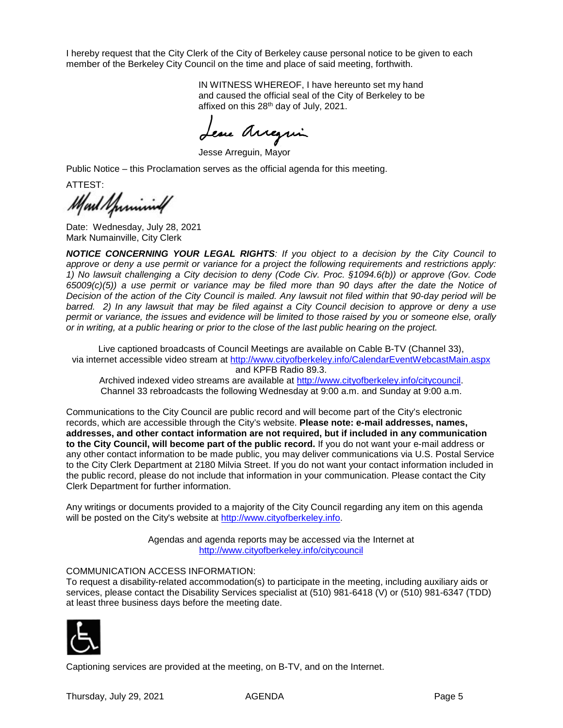I hereby request that the City Clerk of the City of Berkeley cause personal notice to be given to each member of the Berkeley City Council on the time and place of said meeting, forthwith.

IN WITNESS WHEREOF, I have hereunto set my hand and caused the official seal of the City of Berkeley to be affixed on this 28th day of July, 2021.

Jesse Arreguin, Mayor

Public Notice – this Proclamation serves as the official agenda for this meeting.

ATTEST:

Date: Wednesday, July 28, 2021
Mark Numainville, City Clerk

***NOTICE CONCERNING YOUR LEGAL RIGHTS****: If you object to a decision by the City Council to approve or deny a use permit or variance for a project the following requirements and restrictions apply: 1) No lawsuit challenging a City decision to deny (Code Civ. Proc. §1094.6(b)) or approve (Gov. Code 65009(c)(5)) a use permit or variance may be filed more than 90 days after the date the Notice of Decision of the action of the City Council is mailed. Any lawsuit not filed within that 90-day period will be barred. 2) In any lawsuit that may be filed against a City Council decision to approve or deny a use permit or variance, the issues and evidence will be limited to those raised by you or someone else, orally or in writing, at a public hearing or prior to the close of the last public hearing on the project.*

Live captioned broadcasts of Council Meetings are available on Cable B-TV (Channel 33), via internet accessible video stream at http://www.cityofberkeley.info/CalendarEventWebcastMain.aspx and KPFB Radio 89.3.
Archived indexed video streams are available at http://www.cityofberkeley.info/citycouncil.
Channel 33 rebroadcasts the following Wednesday at 9:00 a.m. and Sunday at 9:00 a.m.

Communications to the City Council are public record and will become part of the City's electronic records, which are accessible through the City's website. **Please note: e-mail addresses, names, addresses, and other contact information are not required, but if included in any communication to the City Council, will become part of the public record.** If you do not want your e-mail address or any other contact information to be made public, you may deliver communications via U.S. Postal Service to the City Clerk Department at 2180 Milvia Street. If you do not want your contact information included in the public record, please do not include that information in your communication. Please contact the City Clerk Department for further information.

Any writings or documents provided to a majority of the City Council regarding any item on this agenda will be posted on the City's website at http://www.cityofberkeley.info.

Agendas and agenda reports may be accessed via the Internet at http://www.cityofberkeley.info/citycouncil

COMMUNICATION ACCESS INFORMATION:
To request a disability-related accommodation(s) to participate in the meeting, including auxiliary aids or services, please contact the Disability Services specialist at (510) 981-6418 (V) or (510) 981-6347 (TDD) at least three business days before the meeting date.

Captioning services are provided at the meeting, on B-TV, and on the Internet.